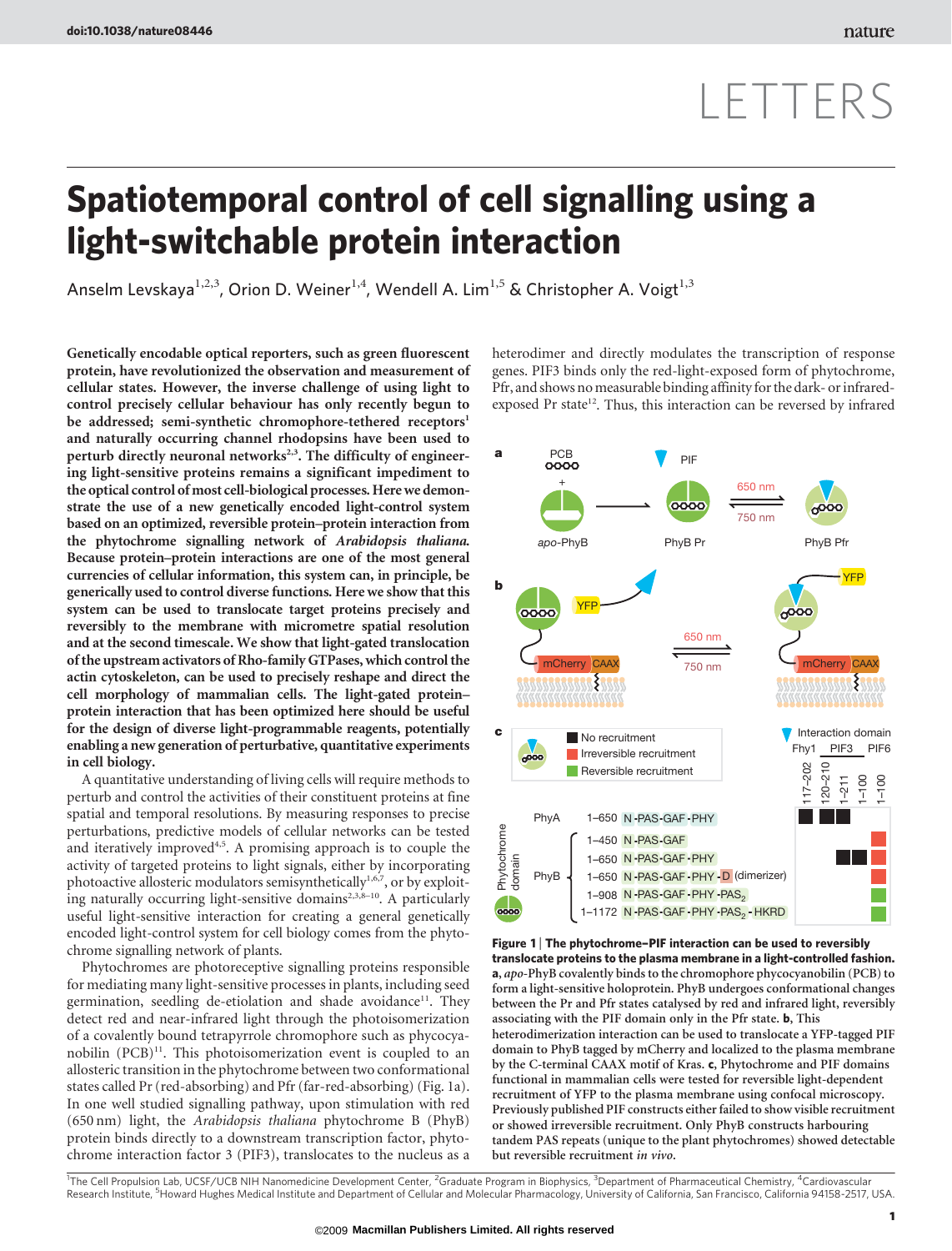# LETTERS

# Spatiotemporal control of cell signalling using a light-switchable protein interaction

Anselm Levskaya[1,2,3], Orion D. Weiner[1,4], Wendell A. Lim[1,5] & Christopher A. Voigt[1,3]

**Genetically encodable optical reporters, such as green fluorescent protein, have revolutionized the observation and measurement of cellular states. However, the inverse challenge of using light to control precisely cellular behaviour has only recently begun to be addressed; semi-synthetic chromophore-tethered receptors[1] and naturally occurring channel rhodopsins have been used to perturb directly neuronal networks[2,3]. The difficulty of engineering light-sensitive proteins remains a significant impediment to the optical control of most cell-biological processes. Here we demonstrate the use of a new genetically encoded light-control system based on an optimized, reversible protein–protein interaction from the phytochrome signalling network of *Arabidopsis thaliana*. Because protein–protein interactions are one of the most general currencies of cellular information, this system can, in principle, be generically used to control diverse functions. Here we show that this system can be used to translocate target proteins precisely and reversibly to the membrane with micrometre spatial resolution and at the second timescale. We show that light-gated translocation of the upstream activators of Rho-family GTPases, which control the actin cytoskeleton, can be used to precisely reshape and direct the cell morphology of mammalian cells. The light-gated protein–protein interaction that has been optimized here should be useful for the design of diverse light-programmable reagents, potentially enabling a new generation of perturbative, quantitative experiments in cell biology.**

A quantitative understanding of living cells will require methods to perturb and control the activities of their constituent proteins at fine spatial and temporal resolutions. By measuring responses to precise perturbations, predictive models of cellular networks can be tested and iteratively improved[4,5]. A promising approach is to couple the activity of targeted proteins to light signals, either by incorporating photoactive allosteric modulators semisynthetically[1,6,7], or by exploiting naturally occurring light-sensitive domains[2,3,8–10]. A particularly useful light-sensitive interaction for creating a general genetically encoded light-control system for cell biology comes from the phytochrome signalling network of plants.

Phytochromes are photoreceptive signalling proteins responsible for mediating many light-sensitive processes in plants, including seed germination, seedling de-etiolation and shade avoidance[11]. They detect red and near-infrared light through the photoisomerization of a covalently bound tetrapyrrole chromophore such as phycocyanobilin (PCB)[11]. This photoisomerization event is coupled to an allosteric transition in the phytochrome between two conformational states called Pr (red-absorbing) and Pfr (far-red-absorbing) (Fig. 1a). In one well studied signalling pathway, upon stimulation with red (650 nm) light, the *Arabidopsis thaliana* phytochrome B (PhyB) protein binds directly to a downstream transcription factor, phytochrome interaction factor 3 (PIF3), translocates to the nucleus as a heterodimer and directly modulates the transcription of response genes. PIF3 binds only the red-light-exposed form of phytochrome, Pfr, and shows no measurable binding affinity for the dark- or infrared-exposed Pr state[12]. Thus, this interaction can be reversed by infrared

**Figure 1 | The phytochrome–PIF interaction can be used to reversibly translocate proteins to the plasma membrane in a light-controlled fashion.** **a**, *apo*-PhyB covalently binds to the chromophore phycocyanobilin (PCB) to form a light-sensitive holoprotein. PhyB undergoes conformational changes between the Pr and Pfr states catalysed by red and infrared light, reversibly associating with the PIF domain only in the Pfr state. **b**, This heterodimerization interaction can be used to translocate a YFP-tagged PIF domain to PhyB tagged by mCherry and localized to the plasma membrane by the C-terminal CAAX motif of Kras. **c**, Phytochrome and PIF domains functional in mammalian cells were tested for reversible light-dependent recruitment of YFP to the plasma membrane using confocal microscopy. Previously published PIF constructs either failed to show visible recruitment or showed irreversible recruitment. Only PhyB constructs harbouring tandem PAS repeats (unique to the plant phytochromes) showed detectable but reversible recruitment *in vivo*.

[1]The Cell Propulsion Lab, UCSF/UCB NIH Nanomedicine Development Center, [2]Graduate Program in Biophysics, [3]Department of Pharmaceutical Chemistry, [4]Cardiovascular Research Institute, [5]Howard Hughes Medical Institute and Department of Cellular and Molecular Pharmacology, University of California, San Francisco, California 94158-2517, USA.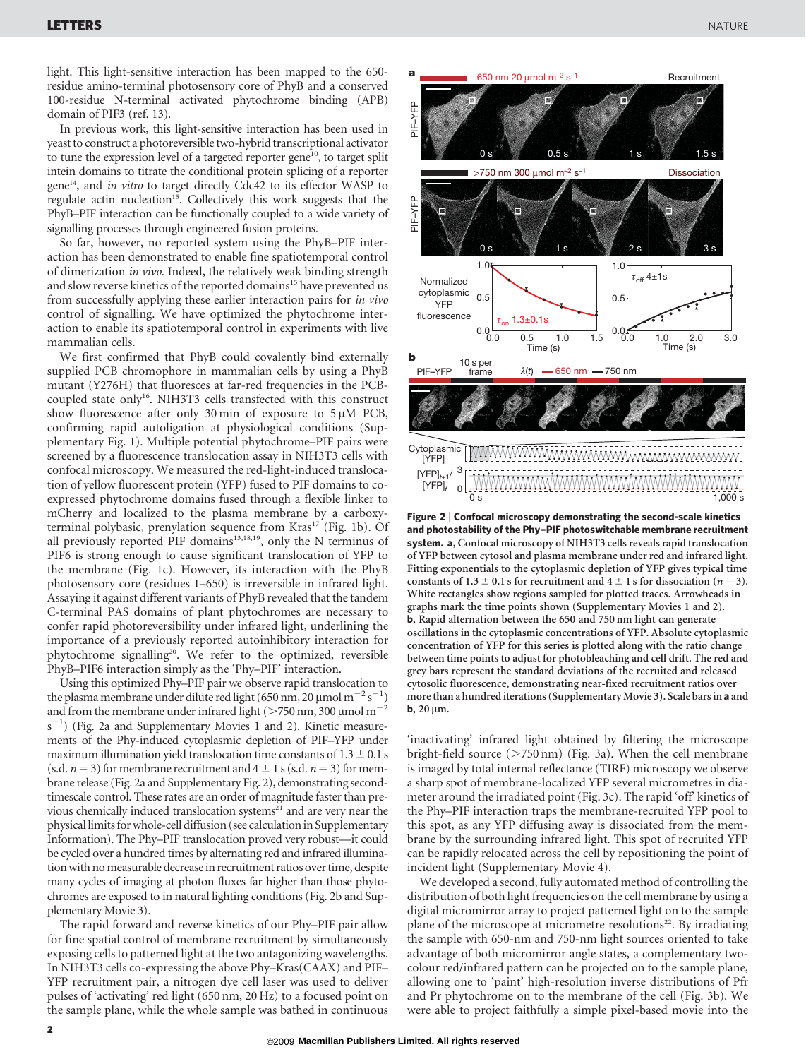light. This light-sensitive interaction has been mapped to the 650-residue amino-terminal photosensory core of PhyB and a conserved 100-residue N-terminal activated phytochrome binding (APB) domain of PIF3 (ref. 13).

In previous work, this light-sensitive interaction has been used in yeast to construct a photoreversible two-hybrid transcriptional activator to tune the expression level of a targeted reporter gene[10], to target split intein domains to titrate the conditional protein splicing of a reporter gene[14], and *in vitro* to target directly Cdc42 to its effector WASP to regulate actin nucleation[15]. Collectively this work suggests that the PhyB–PIF interaction can be functionally coupled to a wide variety of signalling processes through engineered fusion proteins.

So far, however, no reported system using the PhyB–PIF interaction has been demonstrated to enable fine spatiotemporal control of dimerization *in vivo*. Indeed, the relatively weak binding strength and slow reverse kinetics of the reported domains[15] have prevented us from successfully applying these earlier interaction pairs for *in vivo* control of signalling. We have optimized the phytochrome interaction to enable its spatiotemporal control in experiments with live mammalian cells.

We first confirmed that PhyB could covalently bind externally supplied PCB chromophore in mammalian cells by using a PhyB mutant (Y276H) that fluoresces at far-red frequencies in the PCB-coupled state only[16]. NIH3T3 cells transfected with this construct show fluorescence after only 30 min of exposure to 5 μM PCB, confirming rapid autoligation at physiological conditions (Supplementary Fig. 1). Multiple potential phytochrome–PIF pairs were screened by a fluorescence translocation assay in NIH3T3 cells with confocal microscopy. We measured the red-light-induced translocation of yellow fluorescent protein (YFP) fused to PIF domains to co-expressed phytochrome domains fused through a flexible linker to mCherry and localized to the plasma membrane by a carboxy-terminal polybasic, prenylation sequence from Kras[17] (Fig. 1b). Of all previously reported PIF domains[13,18,19], only the N terminus of PIF6 is strong enough to cause significant translocation of YFP to the membrane (Fig. 1c). However, its interaction with the PhyB photosensory core (residues 1–650) is irreversible in infrared light. Assaying it against different variants of PhyB revealed that the tandem C-terminal PAS domains of plant phytochromes are necessary to confer rapid photoreversibility under infrared light, underlining the importance of a previously reported autoinhibitory interaction for phytochrome signalling[20]. We refer to the optimized, reversible PhyB–PIF6 interaction simply as the 'Phy–PIF' interaction.

Using this optimized Phy–PIF pair we observe rapid translocation to the plasma membrane under dilute red light (650 nm, 20 μmol $m^{-2}$ $s^{-1}$) and from the membrane under infrared light (>750 nm, 300 μmol $m^{-2}$ $s^{-1}$) (Fig. 2a and Supplementary Movies 1 and 2). Kinetic measurements of the Phy-induced cytoplasmic depletion of PIF–YFP under maximum illumination yield translocation time constants of 1.3 ± 0.1 s (s.d. $n = 3$) for membrane recruitment and 4 ± 1 s (s.d. $n = 3$) for membrane release (Fig. 2a and Supplementary Fig. 2), demonstrating second-timescale control. These rates are an order of magnitude faster than previous chemically induced translocation systems[21] and are very near the physical limits for whole-cell diffusion (see calculation in Supplementary Information). The Phy–PIF translocation proved very robust—it could be cycled over a hundred times by alternating red and infrared illumination with no measurable decrease in recruitment ratios over time, despite many cycles of imaging at photon fluxes far higher than those phytochromes are exposed to in natural lighting conditions (Fig. 2b and Supplementary Movie 3).

The rapid forward and reverse kinetics of our Phy–PIF pair allow for fine spatial control of membrane recruitment by simultaneously exposing cells to patterned light at the two antagonizing wavelengths. In NIH3T3 cells co-expressing the above Phy–Kras(CAAX) and PIF–YFP recruitment pair, a nitrogen dye cell laser was used to deliver pulses of 'activating' red light (650 nm, 20 Hz) to a focused point on the sample plane, while the whole sample was bathed in continuous 'inactivating' infrared light obtained by filtering the microscope bright-field source (>750 nm) (Fig. 3a). When the cell membrane is imaged by total internal reflectance (TIRF) microscopy we observe a sharp spot of membrane-localized YFP several micrometres in diameter around the irradiated point (Fig. 3c). The rapid 'off' kinetics of the Phy–PIF interaction traps the membrane-recruited YFP pool to this spot, as any YFP diffusing away is dissociated from the membrane by the surrounding infrared light. This spot of recruited YFP can be rapidly relocated across the cell by repositioning the point of incident light (Supplementary Movie 4).

We developed a second, fully automated method of controlling the distribution of both light frequencies on the cell membrane by using a digital micromirror array to project patterned light on to the sample plane of the microscope at micrometre resolutions[22]. By irradiating the sample with 650-nm and 750-nm light sources oriented to take advantage of both micromirror angle states, a complementary two-colour red/infrared pattern can be projected on to the sample plane, allowing one to 'paint' high-resolution inverse distributions of Pfr and Pr phytochrome on to the membrane of the cell (Fig. 3b). We were able to project faithfully a simple pixel-based movie into the

**Figure 2 | Confocal microscopy demonstrating the second-scale kinetics and photostability of the Phy–PIF photoswitchable membrane recruitment system. a**, Confocal microscopy of NIH3T3 cells reveals rapid translocation of YFP between cytosol and plasma membrane under red and infrared light. Fitting exponentials to the cytoplasmic depletion of YFP gives typical time constants of 1.3 ± 0.1 s for recruitment and 4 ± 1 s for dissociation ($n = 3$). White rectangles show regions sampled for plotted traces. Arrowheads in graphs mark the time points shown (Supplementary Movies 1 and 2). **b**, Rapid alternation between the 650 and 750 nm light can generate oscillations in the cytoplasmic concentrations of YFP. Absolute cytoplasmic concentration of YFP for this series is plotted along with the ratio change between time points to adjust for photobleaching and cell drift. The red and grey bars represent the standard deviations of the recruited and released cytosolic fluorescence, demonstrating near-fixed recruitment ratios over more than a hundred iterations (Supplementary Movie 3). Scale bars in **a** and **b**, 20 μm.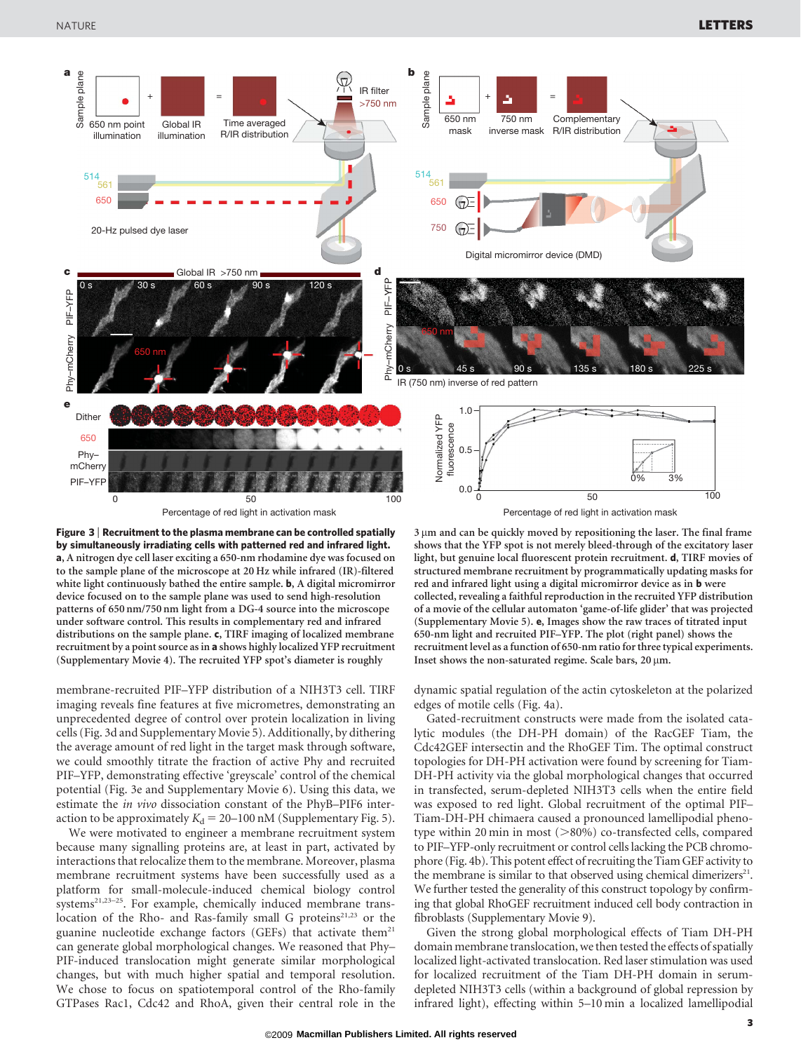**Figure 3 | Recruitment to the plasma membrane can be controlled spatially by simultaneously irradiating cells with patterned red and infrared light.** **a**, A nitrogen dye cell laser exciting a 650-nm rhodamine dye was focused on to the sample plane of the microscope at 20 Hz while infrared (IR)-filtered white light continuously bathed the entire sample. **b**, A digital micromirror device focused on to the sample plane was used to send high-resolution patterns of 650 nm/750 nm light from a DG-4 source into the microscope under software control. This results in complementary red and infrared distributions on the sample plane. **c**, TIRF imaging of localized membrane recruitment by a point source as in **a** shows highly localized YFP recruitment (Supplementary Movie 4). The recruited YFP spot's diameter is roughly 3 μm and can be quickly moved by repositioning the laser. The final frame shows that the YFP spot is not merely bleed-through of the excitatory laser light, but genuine local fluorescent protein recruitment. **d**, TIRF movies of structured membrane recruitment by programmatically updating masks for red and infrared light using a digital micromirror device as in **b** were collected, revealing a faithful reproduction in the recruited YFP distribution of a movie of the cellular automaton 'game-of-life glider' that was projected (Supplementary Movie 5). **e**, Images show the raw traces of titrated input 650-nm light and recruited PIF–YFP (left panel) shows the recruitment level as a function of 650-nm ratio for three typical experiments. Inset shows the non-saturated regime. Scale bars, 20 μm.

membrane-recruited PIF–YFP distribution of a NIH3T3 cell. TIRF imaging reveals fine features at five micrometres, demonstrating an unprecedented degree of control over protein localization in living cells (Fig. 3d and Supplementary Movie 5). Additionally, by dithering the average amount of red light in the target mask through software, we could smoothly titrate the fraction of active Phy and recruited PIF–YFP, demonstrating effective 'greyscale' control of the chemical potential (Fig. 3e and Supplementary Movie 6). Using this data, we estimate the *in vivo* dissociation constant of the PhyB–PIF6 interaction to be approximately $K_d$ = 20–100 nM (Supplementary Fig. 5).

We were motivated to engineer a membrane recruitment system because many signalling proteins are, at least in part, activated by interactions that relocalize them to the membrane. Moreover, plasma membrane recruitment systems have been successfully used as a platform for small-molecule-induced chemical biology control systems[21,23–25]. For example, chemically induced membrane translocation of the Rho- and Ras-family small G proteins[21,23] or the guanine nucleotide exchange factors (GEFs) that activate them[21] can generate global morphological changes. We reasoned that Phy–PIF-induced translocation might generate similar morphological changes, but with much higher spatial and temporal resolution. We chose to focus on spatiotemporal control of the Rho-family GTPases Rac1, Cdc42 and RhoA, given their central role in the dynamic spatial regulation of the actin cytoskeleton at the polarized edges of motile cells (Fig. 4a).

Gated-recruitment constructs were made from the isolated catalytic modules (the DH-PH domain) of the RacGEF Tiam, the Cdc42GEF intersectin and the RhoGEF Tim. The optimal construct topologies for DH-PH activation were found by screening for Tiam-DH-PH activity via the global morphological changes that occurred in transfected, serum-depleted NIH3T3 cells when the entire field was exposed to red light. Global recruitment of the optimal PIF–Tiam-DH-PH chimaera caused a pronounced lamellipodial phenotype within 20 min in most (>80%) co-transfected cells, compared to PIF–YFP-only recruitment or control cells lacking the PCB chromophore (Fig. 4b). This potent effect of recruiting the Tiam GEF activity to the membrane is similar to that observed using chemical dimerizers[21]. We further tested the generality of this construct topology by confirming that global RhoGEF recruitment induced cell body contraction in fibroblasts (Supplementary Movie 9).

Given the strong global morphological effects of Tiam DH-PH domain membrane translocation, we then tested the effects of spatially localized light-activated translocation. Red laser stimulation was used for localized recruitment of the Tiam DH-PH domain in serum-depleted NIH3T3 cells (within a background of global repression by infrared light), effecting within 5–10 min a localized lamellipodial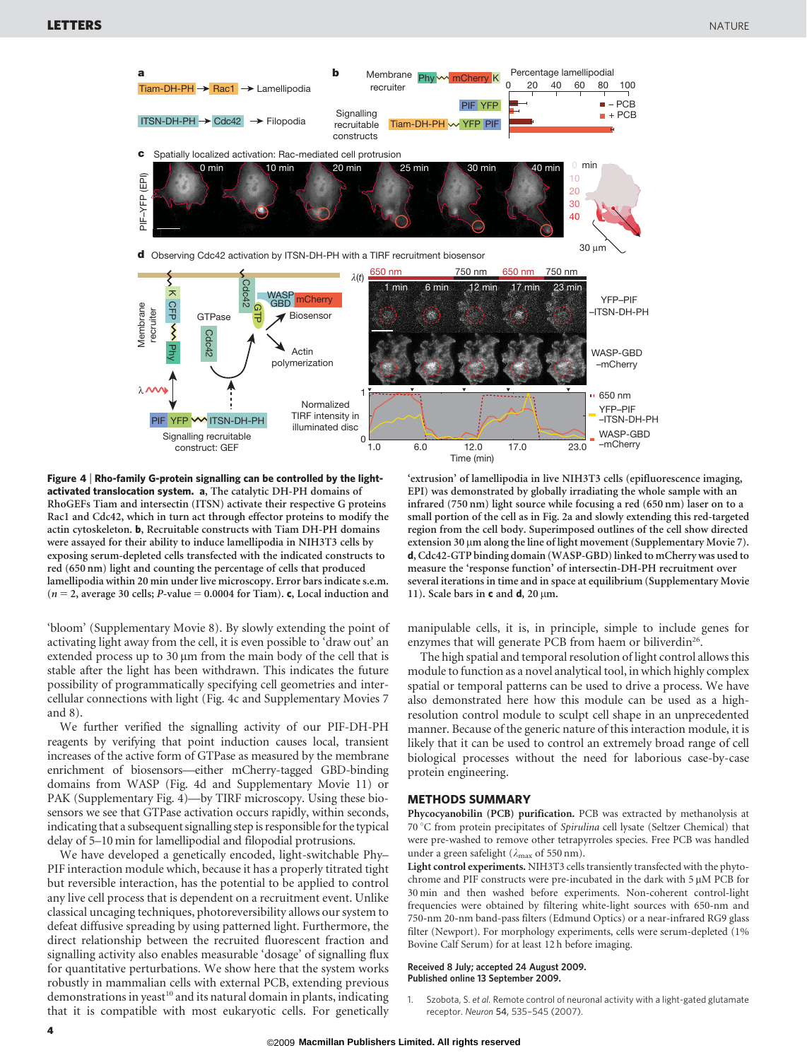**Figure 4 | Rho-family G-protein signalling can be controlled by the light-activated translocation system.** **a**, The catalytic DH-PH domains of RhoGEFs Tiam and intersectin (ITSN) activate their respective G proteins Rac1 and Cdc42, which in turn act through effector proteins to modify the actin cytoskeleton. **b**, Recruitable constructs with Tiam DH-PH domains were assayed for their ability to induce lamellipodia in NIH3T3 cells by exposing serum-depleted cells transfected with the indicated constructs to red (650 nm) light and counting the percentage of cells that produced lamellipodia within 20 min under live microscopy. Error bars indicate s.e.m. ($n = 2$, average 30 cells; $P$-value = 0.0004 for Tiam). **c**, Local induction and 'extrusion' of lamellipodia in live NIH3T3 cells (epifluorescence imaging, EPI) was demonstrated by globally irradiating the whole sample with an infrared (750 nm) light source while focusing a red (650 nm) laser on to a small portion of the cell as in Fig. 2a and slowly extending this red-targeted region from the cell body. Superimposed outlines of the cell show directed extension 30 μm along the line of light movement (Supplementary Movie 7). **d**, Cdc42-GTP binding domain (WASP-GBD) linked to mCherry was used to measure the 'response function' of intersectin-DH-PH recruitment over several iterations in time and in space at equilibrium (Supplementary Movie 11). Scale bars in **c** and **d**, 20 μm.

'bloom' (Supplementary Movie 8). By slowly extending the point of activating light away from the cell, it is even possible to 'draw out' an extended process up to 30 μm from the main body of the cell that is stable after the light has been withdrawn. This indicates the future possibility of programmatically specifying cell geometries and intercellular connections with light (Fig. 4c and Supplementary Movies 7 and 8).

We further verified the signalling activity of our PIF-DH-PH reagents by verifying that point induction causes local, transient increases of the active form of GTPase as measured by the membrane enrichment of biosensors—either mCherry-tagged GBD-binding domains from WASP (Fig. 4d and Supplementary Movie 11) or PAK (Supplementary Fig. 4)—by TIRF microscopy. Using these biosensors we see that GTPase activation occurs rapidly, within seconds, indicating that a subsequent signalling step is responsible for the typical delay of 5–10 min for lamellipodial and filopodial protrusions.

We have developed a genetically encoded, light-switchable Phy–PIF interaction module which, because it has a properly titrated tight but reversible interaction, has the potential to be applied to control any live cell process that is dependent on a recruitment event. Unlike classical uncaging techniques, photoreversibility allows our system to defeat diffusive spreading by using patterned light. Furthermore, the direct relationship between the recruited fluorescent fraction and signalling activity also enables measurable 'dosage' of signalling flux for quantitative perturbations. We show here that the system works robustly in mammalian cells with external PCB, extending previous demonstrations in yeast[10] and its natural domain in plants, indicating that it is compatible with most eukaryotic cells. For genetically manipulable cells, it is, in principle, simple to include genes for enzymes that will generate PCB from haem or biliverdin[26].

The high spatial and temporal resolution of light control allows this module to function as a novel analytical tool, in which highly complex spatial or temporal patterns can be used to drive a process. We have also demonstrated here how this module can be used as a high-resolution control module to sculpt cell shape in an unprecedented manner. Because of the generic nature of this interaction module, it is likely that it can be used to control an extremely broad range of cell biological processes without the need for laborious case-by-case protein engineering.

## METHODS SUMMARY

**Phycocyanobilin (PCB) purification.** PCB was extracted by methanolysis at 70 °C from protein precipitates of *Spirulina* cell lysate (Seltzer Chemical) that were pre-washed to remove other tetrapyrroles species. Free PCB was handled under a green safelight ($\lambda_{max}$ of 550 nm).

**Light control experiments.** NIH3T3 cells transiently transfected with the phytochrome and PIF constructs were pre-incubated in the dark with 5 μM PCB for 30 min and then washed before experiments. Non-coherent control-light frequencies were obtained by filtering white-light sources with 650-nm and 750-nm 20-nm band-pass filters (Edmund Optics) or a near-infrared RG9 glass filter (Newport). For morphology experiments, cells were serum-depleted (1% Bovine Calf Serum) for at least 12 h before imaging.

**Received 8 July; accepted 24 August 2009.**
**Published online 13 September 2009.**

1. Szobota, S. *et al.* Remote control of neuronal activity with a light-gated glutamate receptor. *Neuron* **54**, 535–545 (2007).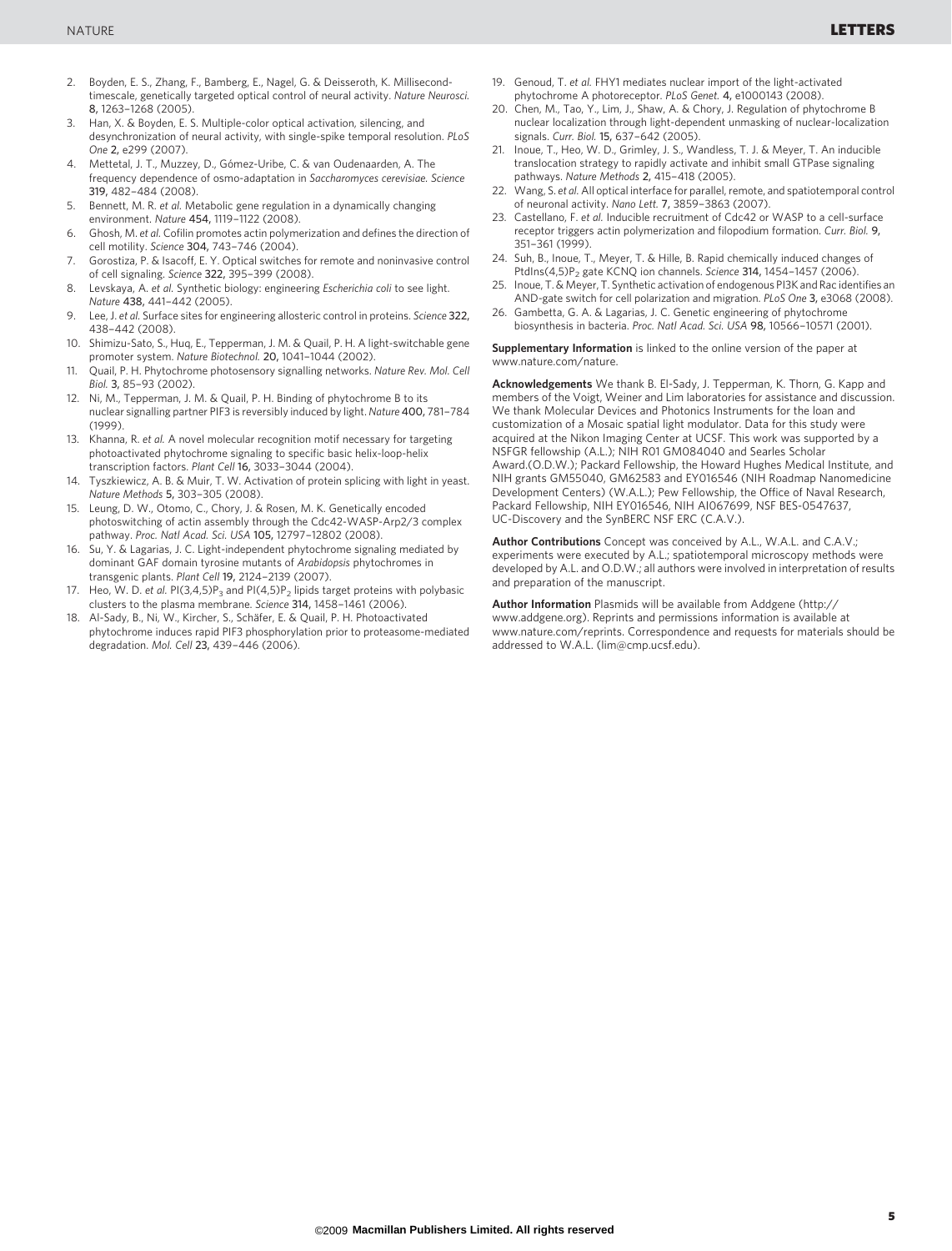2. Boyden, E. S., Zhang, F., Bamberg, E., Nagel, G. & Deisseroth, K. Millisecond-timescale, genetically targeted optical control of neural activity. *Nature Neurosci.* **8,** 1263–1268 (2005).
3. Han, X. & Boyden, E. S. Multiple-color optical activation, silencing, and desynchronization of neural activity, with single-spike temporal resolution. *PLoS One* **2,** e299 (2007).
4. Mettetal, J. T., Muzzey, D., Gómez-Uribe, C. & van Oudenaarden, A. The frequency dependence of osmo-adaptation in *Saccharomyces cerevisiae*. *Science* **319,** 482–484 (2008).
5. Bennett, M. R. *et al.* Metabolic gene regulation in a dynamically changing environment. *Nature* **454,** 1119–1122 (2008).
6. Ghosh, M. *et al.* Cofilin promotes actin polymerization and defines the direction of cell motility. *Science* **304,** 743–746 (2004).
7. Gorostiza, P. & Isacoff, E. Y. Optical switches for remote and noninvasive control of cell signaling. *Science* **322,** 395–399 (2008).
8. Levskaya, A. *et al.* Synthetic biology: engineering *Escherichia coli* to see light. *Nature* **438,** 441–442 (2005).
9. Lee, J. *et al.* Surface sites for engineering allosteric control in proteins. *Science* **322,** 438–442 (2008).
10. Shimizu-Sato, S., Huq, E., Tepperman, J. M. & Quail, P. H. A light-switchable gene promoter system. *Nature Biotechnol.* **20,** 1041–1044 (2002).
11. Quail, P. H. Phytochrome photosensory signalling networks. *Nature Rev. Mol. Cell Biol.* **3,** 85–93 (2002).
12. Ni, M., Tepperman, J. M. & Quail, P. H. Binding of phytochrome B to its nuclear signalling partner PIF3 is reversibly induced by light. *Nature* **400,** 781–784 (1999).
13. Khanna, R. *et al.* A novel molecular recognition motif necessary for targeting photoactivated phytochrome signaling to specific basic helix-loop-helix transcription factors. *Plant Cell* **16,** 3033–3044 (2004).
14. Tyszkiewicz, A. B. & Muir, T. W. Activation of protein splicing with light in yeast. *Nature Methods* **5,** 303–305 (2008).
15. Leung, D. W., Otomo, C., Chory, J. & Rosen, M. K. Genetically encoded photoswitching of actin assembly through the Cdc42-WASP-Arp2/3 complex pathway. *Proc. Natl Acad. Sci. USA* **105,** 12797–12802 (2008).
16. Su, Y. & Lagarias, J. C. Light-independent phytochrome signaling mediated by dominant GAF domain tyrosine mutants of *Arabidopsis* phytochromes in transgenic plants. *Plant Cell* **19,** 2124–2139 (2007).
17. Heo, W. D. *et al.* PI(3,4,5)$P_3$ and PI(4,5)$P_2$ lipids target proteins with polybasic clusters to the plasma membrane. *Science* **314,** 1458–1461 (2006).
18. Al-Sady, B., Ni, W., Kircher, S., Schäfer, E. & Quail, P. H. Photoactivated phytochrome induces rapid PIF3 phosphorylation prior to proteasome-mediated degradation. *Mol. Cell* **23,** 439–446 (2006).
19. Genoud, T. *et al.* FHY1 mediates nuclear import of the light-activated phytochrome A photoreceptor. *PLoS Genet.* **4,** e1000143 (2008).
20. Chen, M., Tao, Y., Lim, J., Shaw, A. & Chory, J. Regulation of phytochrome B nuclear localization through light-dependent unmasking of nuclear-localization signals. *Curr. Biol.* **15,** 637–642 (2005).
21. Inoue, T., Heo, W. D., Grimley, J. S., Wandless, T. J. & Meyer, T. An inducible translocation strategy to rapidly activate and inhibit small GTPase signaling pathways. *Nature Methods* **2,** 415–418 (2005).
22. Wang, S. *et al.* All optical interface for parallel, remote, and spatiotemporal control of neuronal activity. *Nano Lett.* **7,** 3859–3863 (2007).
23. Castellano, F. *et al.* Inducible recruitment of Cdc42 or WASP to a cell-surface receptor triggers actin polymerization and filopodium formation. *Curr. Biol.* **9,** 351–361 (1999).
24. Suh, B., Inoue, T., Meyer, T. & Hille, B. Rapid chemically induced changes of PtdIns(4,5)$P_2$ gate KCNQ ion channels. *Science* **314,** 1454–1457 (2006).
25. Inoue, T. & Meyer, T. Synthetic activation of endogenous PI3K and Rac identifies an AND-gate switch for cell polarization and migration. *PLoS One* **3,** e3068 (2008).
26. Gambetta, G. A. & Lagarias, J. C. Genetic engineering of phytochrome biosynthesis in bacteria. *Proc. Natl Acad. Sci. USA* **98,** 10566–10571 (2001).

**Supplementary Information** is linked to the online version of the paper at www.nature.com/nature.

**Acknowledgements** We thank B. El-Sady, J. Tepperman, K. Thorn, G. Kapp and members of the Voigt, Weiner and Lim laboratories for assistance and discussion. We thank Molecular Devices and Photonics Instruments for the loan and customization of a Mosaic spatial light modulator. Data for this study were acquired at the Nikon Imaging Center at UCSF. This work was supported by a NSFGR fellowship (A.L.); NIH R01 GM084040 and Searles Scholar Award.(O.D.W.); Packard Fellowship, the Howard Hughes Medical Institute, and NIH grants GM55040, GM62583 and EY016546 (NIH Roadmap Nanomedicine Development Centers) (W.A.L.); Pew Fellowship, the Office of Naval Research, Packard Fellowship, NIH EY016546, NIH AI067699, NSF BES-0547637, UC-Discovery and the SynBERC NSF ERC (C.A.V.).

**Author Contributions** Concept was conceived by A.L., W.A.L. and C.A.V.; experiments were executed by A.L.; spatiotemporal microscopy methods were developed by A.L. and O.D.W.; all authors were involved in interpretation of results and preparation of the manuscript.

**Author Information** Plasmids will be available from Addgene (http://www.addgene.org). Reprints and permissions information is available at www.nature.com/reprints. Correspondence and requests for materials should be addressed to W.A.L. (lim@cmp.ucsf.edu).